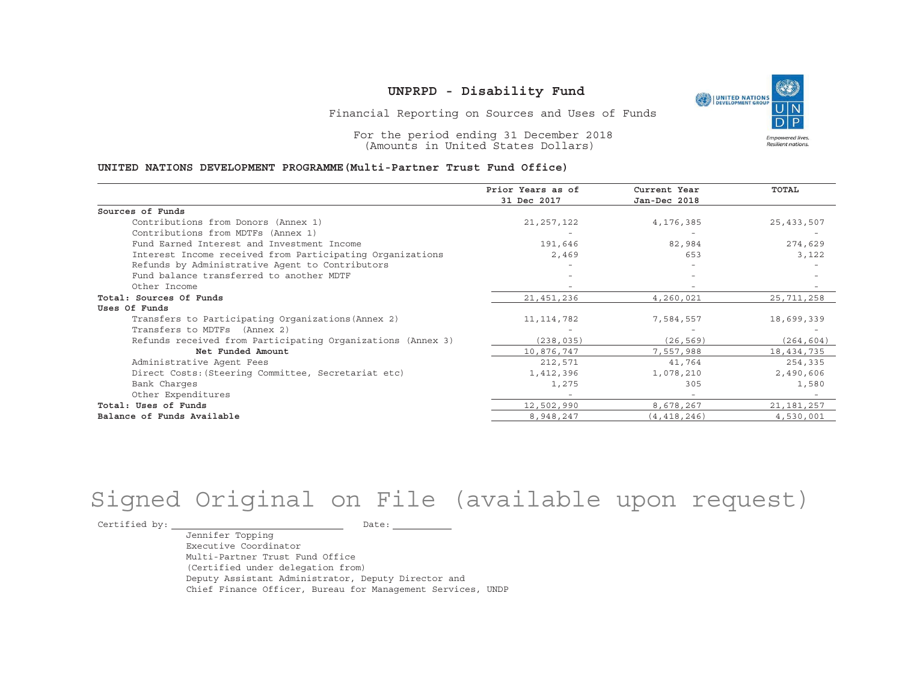# UNPRPD - Disability Fund

Financial Reporting on Sources and Uses of Funds

For the period ending 31 December 2018
(Amounts in United States Dollars)

**UNITED NATIONS DEVELOPMENT PROGRAMME(Multi-Partner Trust Fund Office)**

| | Prior Years as of 31 Dec 2017 | Current Year Jan-Dec 2018 | TOTAL |
|---|---|---|---|
| **Sources of Funds** | | | |
| Contributions from Donors (Annex 1) | 21,257,122 | 4,176,385 | 25,433,507 |
| Contributions from MDTFs (Annex 1) | - | - | - |
| Fund Earned Interest and Investment Income | 191,646 | 82,984 | 274,629 |
| Interest Income received from Participating Organizations | 2,469 | 653 | 3,122 |
| Refunds by Administrative Agent to Contributors | - | - | - |
| Fund balance transferred to another MDTF | - | - | - |
| Other Income | - | - | - |
| **Total: Sources Of Funds** | 21,451,236 | 4,260,021 | 25,711,258 |
| **Uses Of Funds** | | | |
| Transfers to Participating Organizations(Annex 2) | 11,114,782 | 7,584,557 | 18,699,339 |
| Transfers to MDTFs (Annex 2) | - | - | - |
| Refunds received from Participating Organizations (Annex 3) | (238,035) | (26,569) | (264,604) |
| **Net Funded Amount** | 10,876,747 | 7,557,988 | 18,434,735 |
| Administrative Agent Fees | 212,571 | 41,764 | 254,335 |
| Direct Costs:(Steering Committee, Secretariat etc) | 1,412,396 | 1,078,210 | 2,490,606 |
| Bank Charges | 1,275 | 305 | 1,580 |
| Other Expenditures | - | - | - |
| **Total: Uses of Funds** | 12,502,990 | 8,678,267 | 21,181,257 |
| **Balance of Funds Available** | 8,948,247 | (4,418,246) | 4,530,001 |

Signed Original on File (available upon request)

Certified by: ______________________ Date: __________

Jennifer Topping
Executive Coordinator
Multi-Partner Trust Fund Office
(Certified under delegation from)
Deputy Assistant Administrator, Deputy Director and
Chief Finance Officer, Bureau for Management Services, UNDP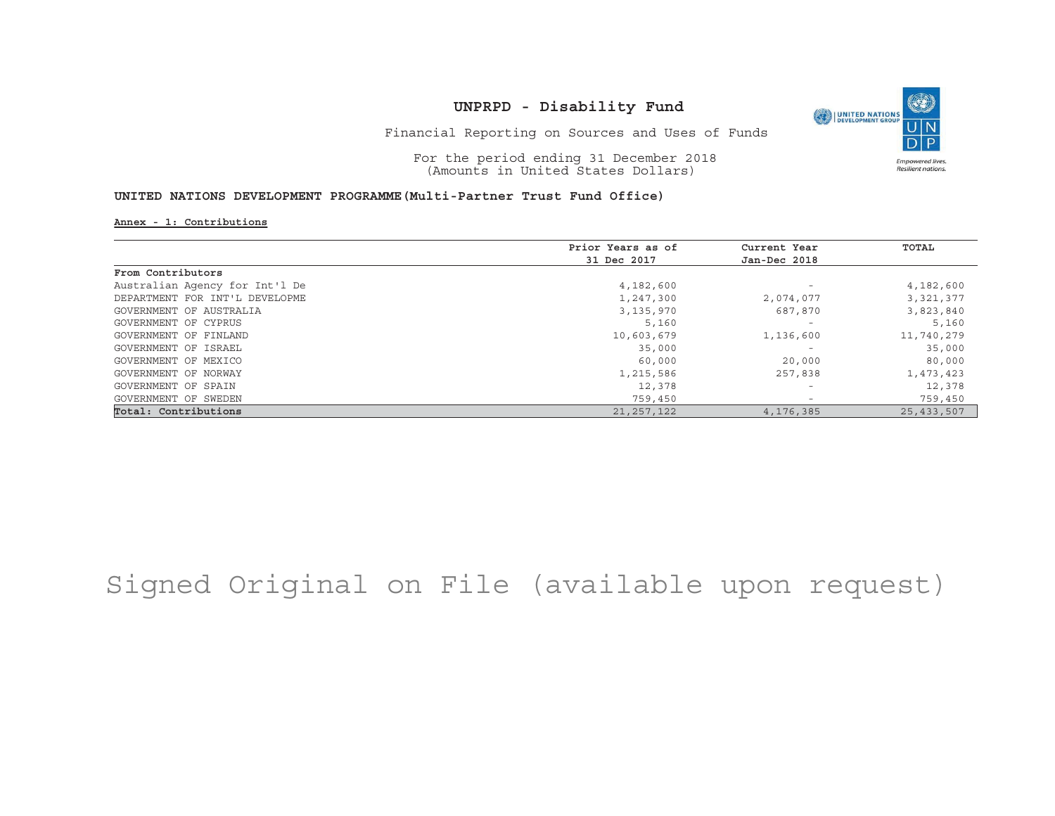# UNPRPD - Disability Fund

Financial Reporting on Sources and Uses of Funds

For the period ending 31 December 2018
(Amounts in United States Dollars)

**UNITED NATIONS DEVELOPMENT PROGRAMME(Multi-Partner Trust Fund Office)**

**Annex - 1: Contributions**

| | Prior Years as of 31 Dec 2017 | Current Year Jan-Dec 2018 | TOTAL |
|---|---|---|---|
| **From Contributors** | | | |
| Australian Agency for Int'l De | 4,182,600 | - | 4,182,600 |
| DEPARTMENT FOR INT'L DEVELOPME | 1,247,300 | 2,074,077 | 3,321,377 |
| GOVERNMENT OF AUSTRALIA | 3,135,970 | 687,870 | 3,823,840 |
| GOVERNMENT OF CYPRUS | 5,160 | - | 5,160 |
| GOVERNMENT OF FINLAND | 10,603,679 | 1,136,600 | 11,740,279 |
| GOVERNMENT OF ISRAEL | 35,000 | - | 35,000 |
| GOVERNMENT OF MEXICO | 60,000 | 20,000 | 80,000 |
| GOVERNMENT OF NORWAY | 1,215,586 | 257,838 | 1,473,423 |
| GOVERNMENT OF SPAIN | 12,378 | - | 12,378 |
| GOVERNMENT OF SWEDEN | 759,450 | - | 759,450 |
| **Total: Contributions** | 21,257,122 | 4,176,385 | 25,433,507 |

Signed Original on File (available upon request)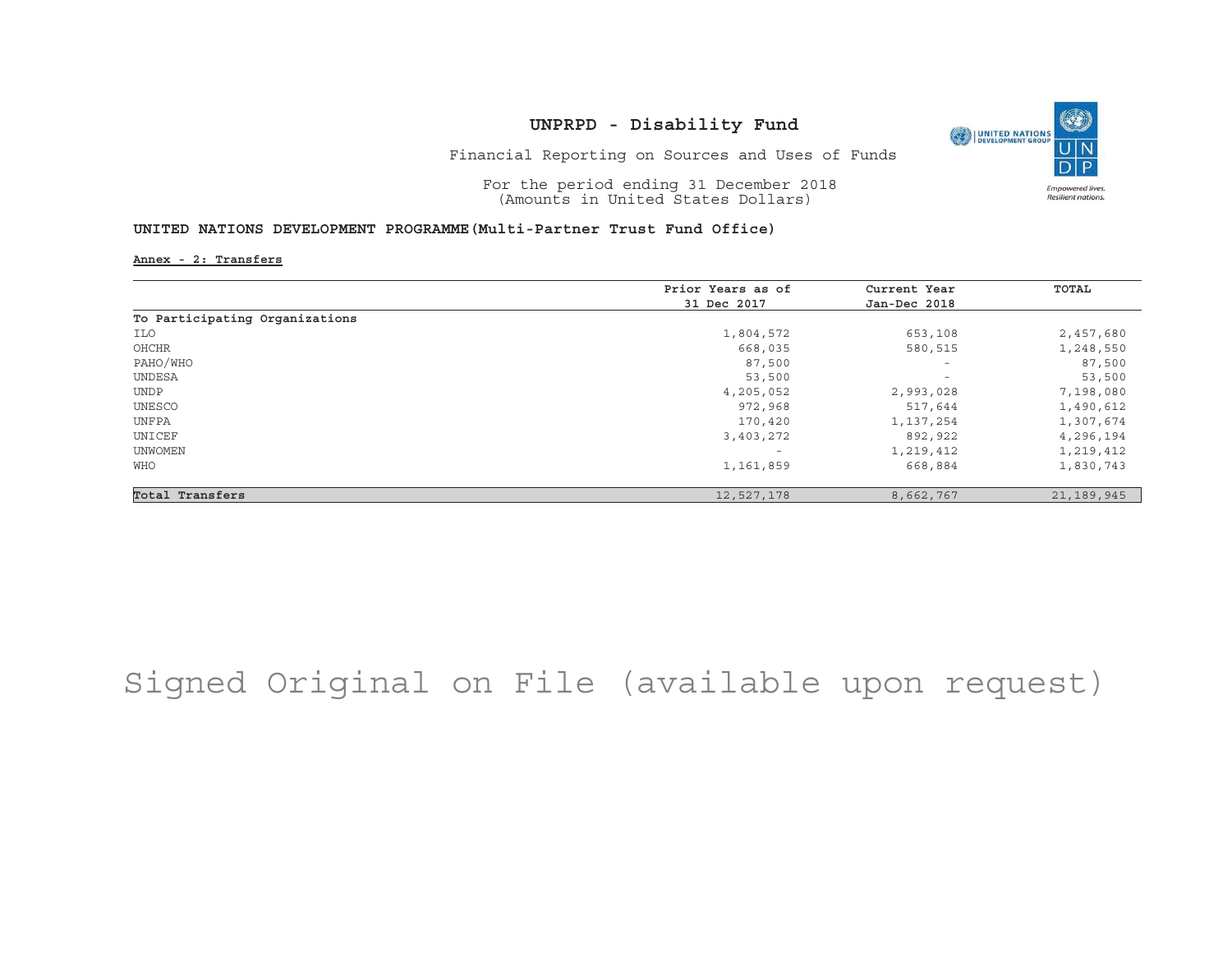# UNPRPD - Disability Fund

Financial Reporting on Sources and Uses of Funds

For the period ending 31 December 2018
(Amounts in United States Dollars)

**UNITED NATIONS DEVELOPMENT PROGRAMME(Multi-Partner Trust Fund Office)**

**Annex - 2: Transfers**

| | Prior Years as of 31 Dec 2017 | Current Year Jan-Dec 2018 | TOTAL |
|---|---|---|---|
| **To Participating Organizations** | | | |
| ILO | 1,804,572 | 653,108 | 2,457,680 |
| OHCHR | 668,035 | 580,515 | 1,248,550 |
| PAHO/WHO | 87,500 | - | 87,500 |
| UNDESA | 53,500 | - | 53,500 |
| UNDP | 4,205,052 | 2,993,028 | 7,198,080 |
| UNESCO | 972,968 | 517,644 | 1,490,612 |
| UNFPA | 170,420 | 1,137,254 | 1,307,674 |
| UNICEF | 3,403,272 | 892,922 | 4,296,194 |
| UNWOMEN | - | 1,219,412 | 1,219,412 |
| WHO | 1,161,859 | 668,884 | 1,830,743 |
| **Total Transfers** | 12,527,178 | 8,662,767 | 21,189,945 |

Signed Original on File (available upon request)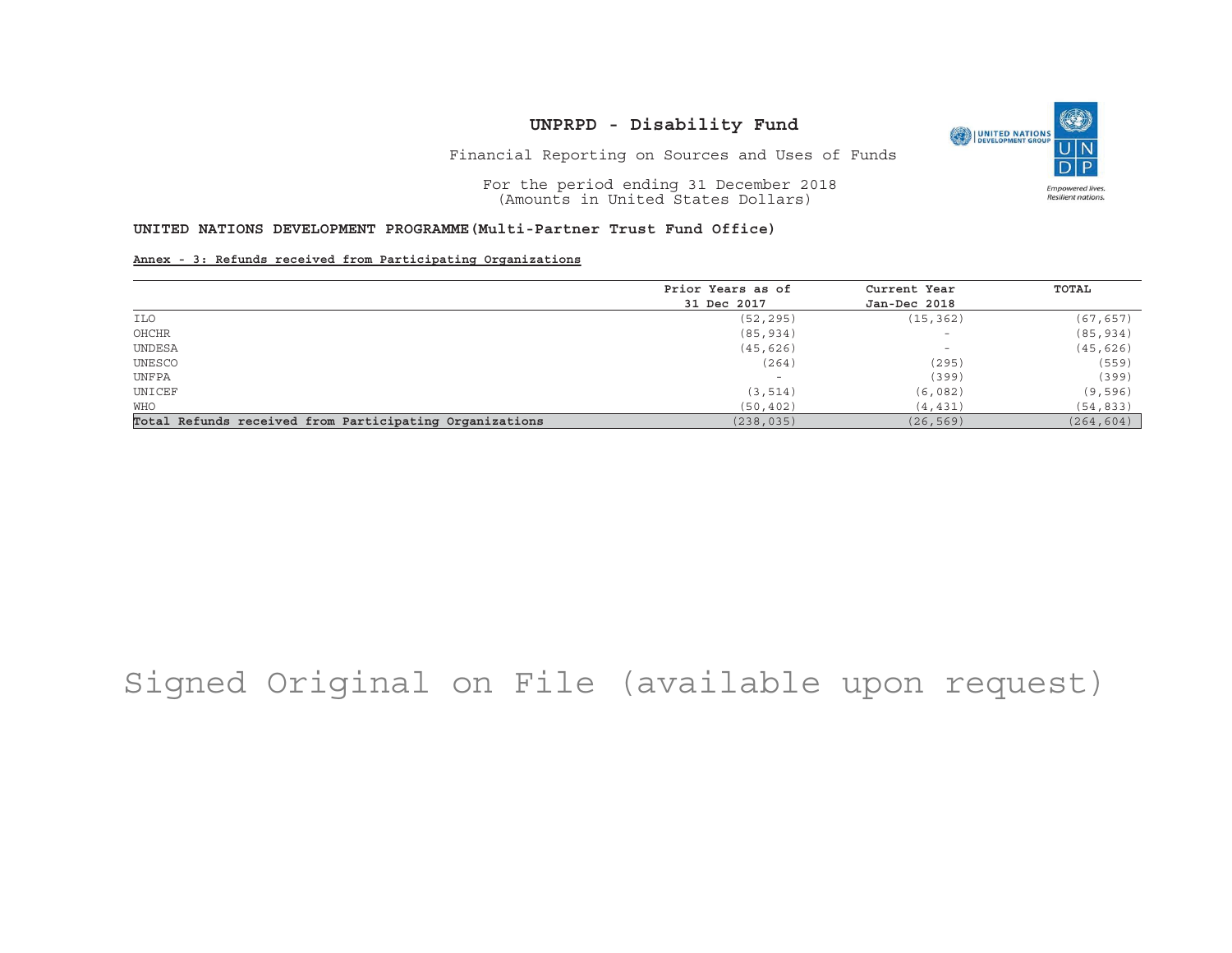# UNPRPD - Disability Fund

Financial Reporting on Sources and Uses of Funds

For the period ending 31 December 2018
(Amounts in United States Dollars)

**UNITED NATIONS DEVELOPMENT PROGRAMME(Multi-Partner Trust Fund Office)**

**Annex - 3: Refunds received from Participating Organizations**

| | Prior Years as of 31 Dec 2017 | Current Year Jan-Dec 2018 | TOTAL |
|---|---|---|---|
| ILO | (52,295) | (15,362) | (67,657) |
| OHCHR | (85,934) | - | (85,934) |
| UNDESA | (45,626) | - | (45,626) |
| UNESCO | (264) | (295) | (559) |
| UNFPA | - | (399) | (399) |
| UNICEF | (3,514) | (6,082) | (9,596) |
| WHO | (50,402) | (4,431) | (54,833) |
| **Total Refunds received from Participating Organizations** | (238,035) | (26,569) | (264,604) |

Signed Original on File (available upon request)